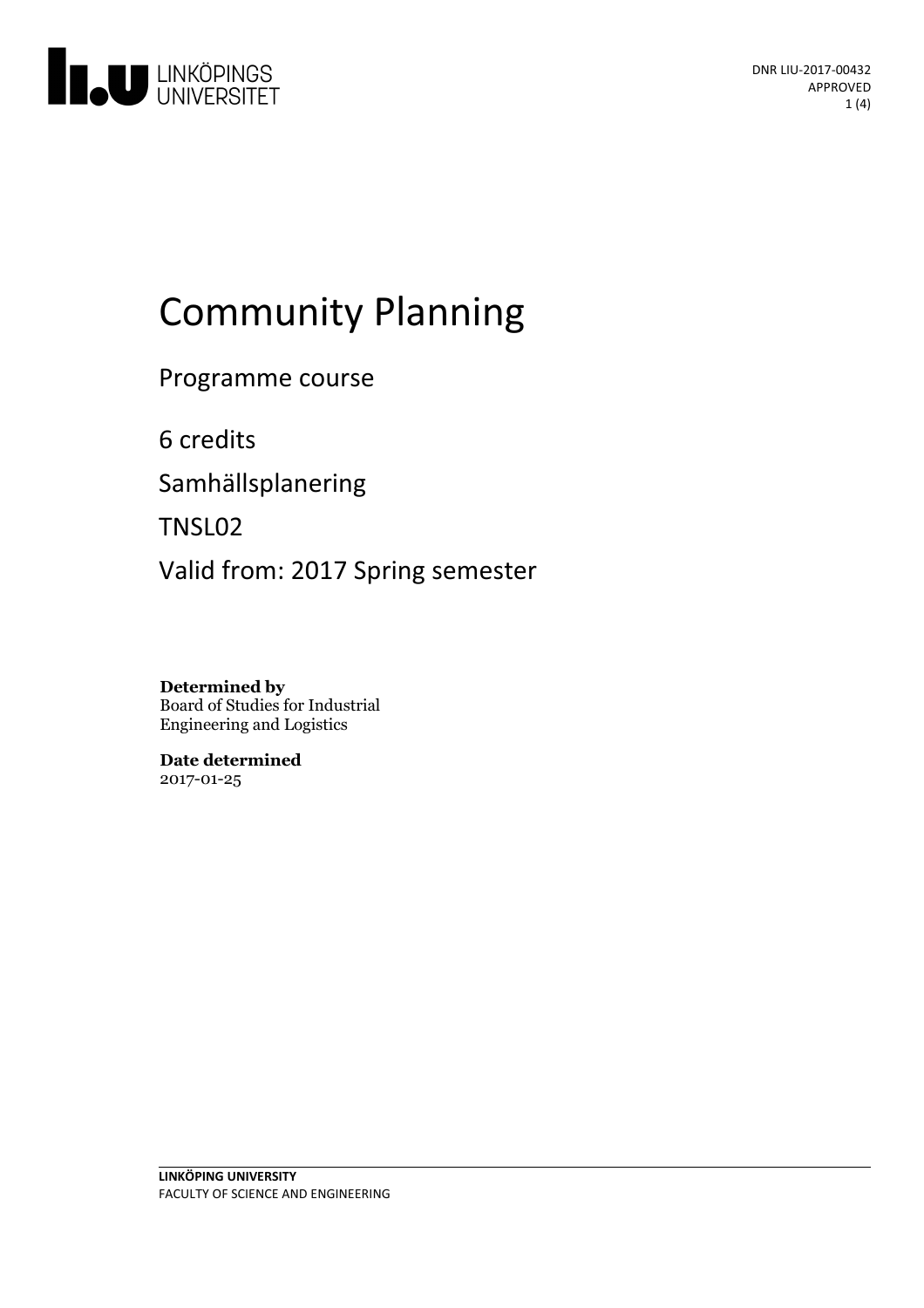DNR LIU-2017-00432
APPROVED

# Community Planning

Programme course

6 credits

Samhällsplanering

TNSL02

Valid from: 2017 Spring semester

**Determined by**
Board of Studies for Industrial Engineering and Logistics

**Date determined**
2017-01-25

**LINKÖPING UNIVERSITY**
FACULTY OF SCIENCE AND ENGINEERING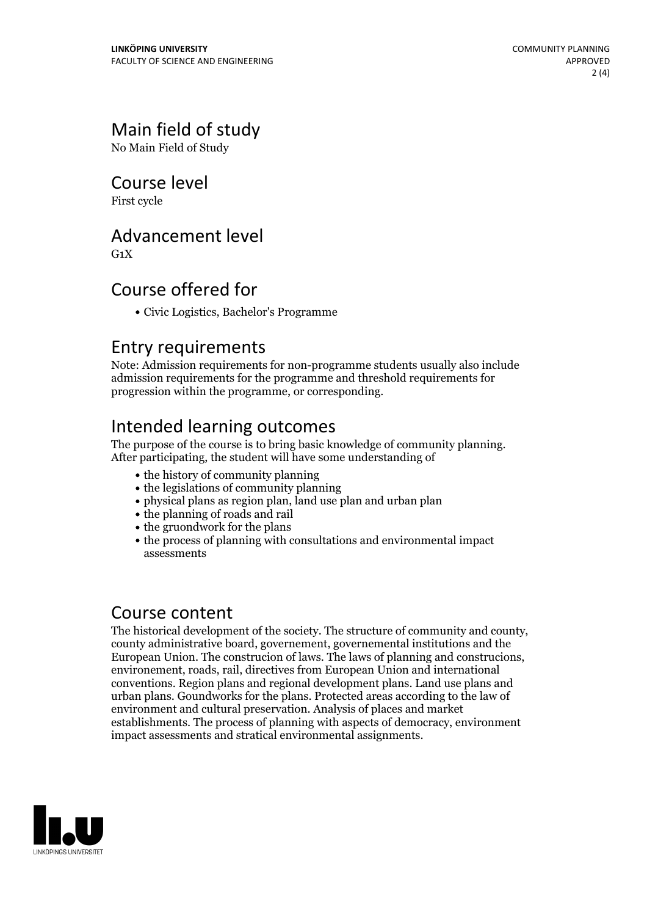## Main field of study

No Main Field of Study

## Course level

First cycle

## Advancement level

G1X

## Course offered for

- Civic Logistics, Bachelor's Programme

## Entry requirements

Note: Admission requirements for non-programme students usually also include admission requirements for the programme and threshold requirements for progression within the programme, or corresponding.

## Intended learning outcomes

The purpose of the course is to bring basic knowledge of community planning. After participating, the student will have some understanding of

- the history of community planning
- the legislations of community planning
- physical plans as region plan, land use plan and urban plan
- the planning of roads and rail
- the gruondwork for the plans
- the process of planning with consultations and environmental impact assessments

## Course content

The historical development of the society. The structure of community and county, county administrative board, governement, governemental institutions and the European Union. The construcion of laws. The laws of planning and construcions, environement, roads, rail, directives from European Union and international conventions. Region plans and regional development plans. Land use plans and urban plans. Goundworks for the plans. Protected areas according to the law of environment and cultural preservation. Analysis of places and market establishments. The process of planning with aspects of democracy, environment impact assessments and stratical environmental assignments.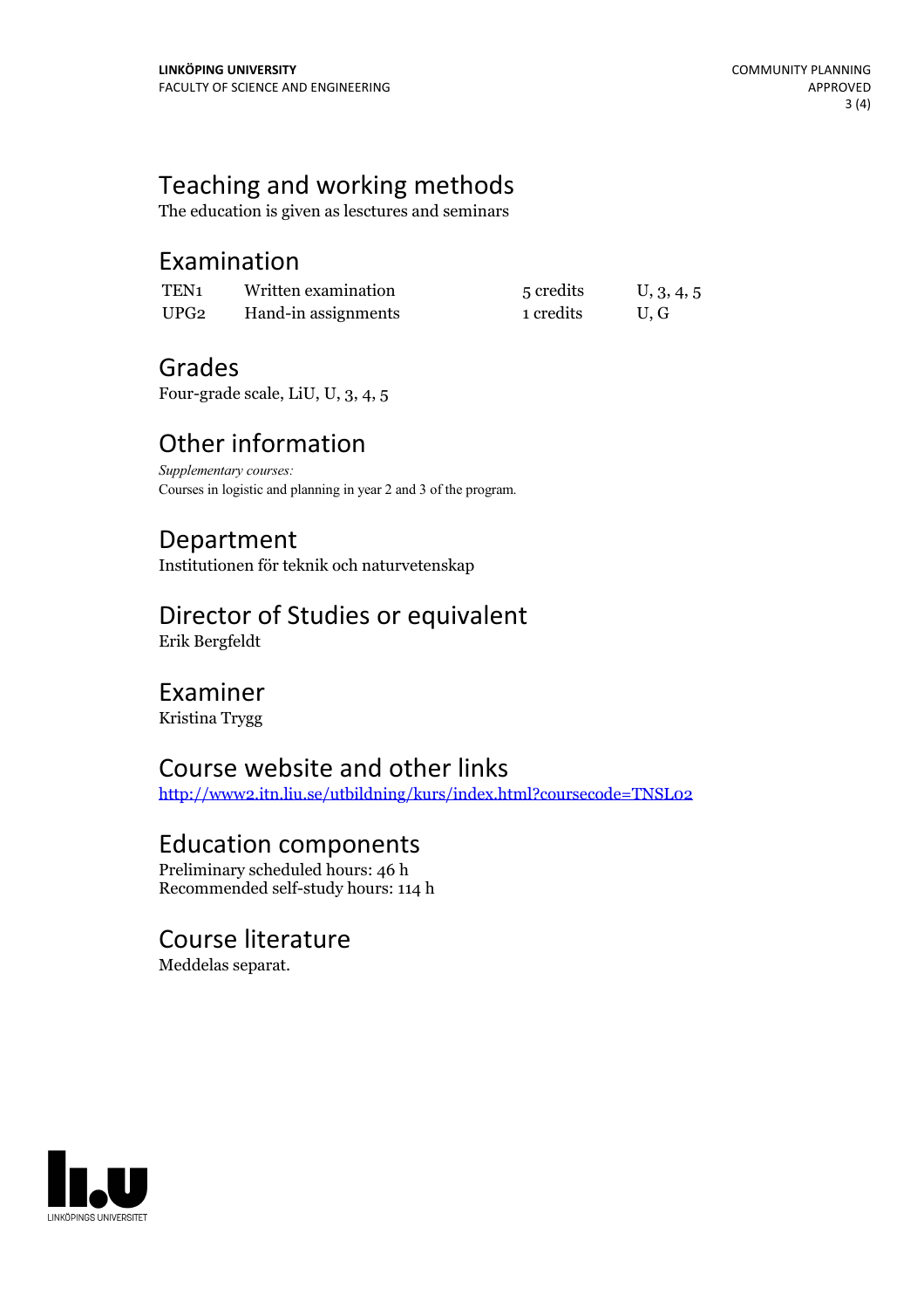## Teaching and working methods

The education is given as lesctures and seminars

## Examination

| | | | |
|---|---|---|---|
| TEN1 | Written examination | 5 credits | U, 3, 4, 5 |
| UPG2 | Hand-in assignments | 1 credits | U, G |

## Grades

Four-grade scale, LiU, U, 3, 4, 5

## Other information

*Supplementary courses:*
Courses in logistic and planning in year 2 and 3 of the program.

## Department

Institutionen för teknik och naturvetenskap

## Director of Studies or equivalent

Erik Bergfeldt

## Examiner

Kristina Trygg

## Course website and other links

http://www2.itn.liu.se/utbildning/kurs/index.html?coursecode=TNSL02

## Education components

Preliminary scheduled hours: 46 h
Recommended self-study hours: 114 h

## Course literature

Meddelas separat.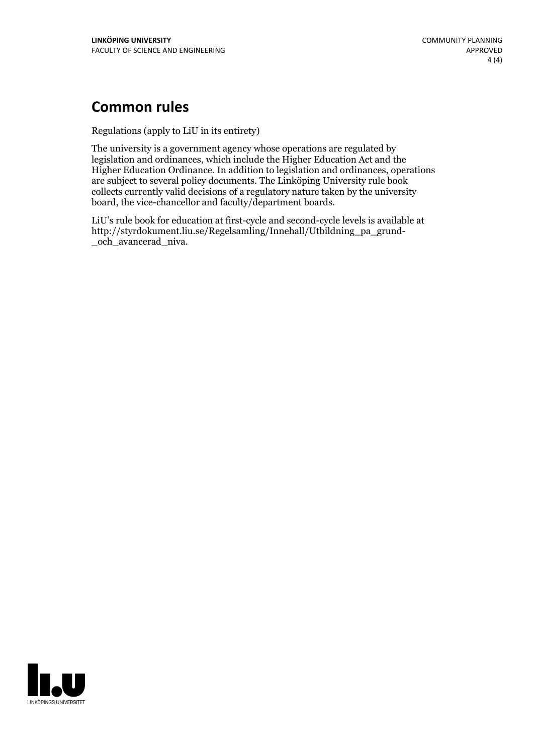## Common rules

Regulations (apply to LiU in its entirety)

The university is a government agency whose operations are regulated by legislation and ordinances, which include the Higher Education Act and the Higher Education Ordinance. In addition to legislation and ordinances, operations are subject to several policy documents. The Linköping University rule book collects currently valid decisions of a regulatory nature taken by the university board, the vice-chancellor and faculty/department boards.

LiU's rule book for education at first-cycle and second-cycle levels is available at http://styrdokument.liu.se/Regelsamling/Innehall/Utbildning_pa_grund-_och_avancerad_niva.